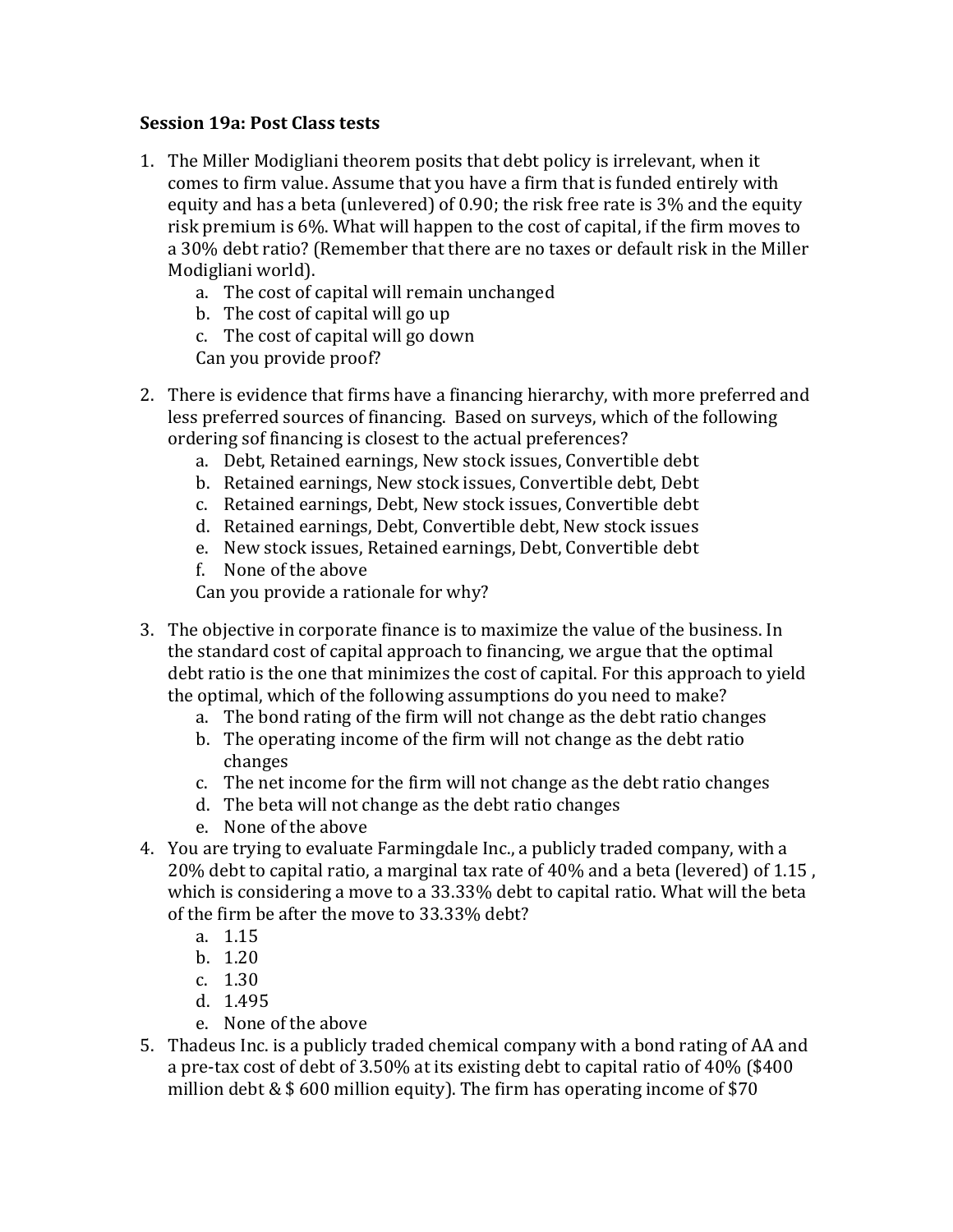**Session 19a: Post Class tests**

1. The Miller Modigliani theorem posits that debt policy is irrelevant, when it comes to firm value. Assume that you have a firm that is funded entirely with equity and has a beta (unlevered) of 0.90; the risk free rate is 3% and the equity risk premium is 6%. What will happen to the cost of capital, if the firm moves to a 30% debt ratio? (Remember that there are no taxes or default risk in the Miller Modigliani world).
   a. The cost of capital will remain unchanged
   b. The cost of capital will go up
   c. The cost of capital will go down
   
   Can you provide proof?

2. There is evidence that firms have a financing hierarchy, with more preferred and less preferred sources of financing. Based on surveys, which of the following orderings of financing is closest to the actual preferences?
   a. Debt, Retained earnings, New stock issues, Convertible debt
   b. Retained earnings, New stock issues, Convertible debt, Debt
   c. Retained earnings, Debt, New stock issues, Convertible debt
   d. Retained earnings, Debt, Convertible debt, New stock issues
   e. New stock issues, Retained earnings, Debt, Convertible debt
   f. None of the above
   
   Can you provide a rationale for why?

3. The objective in corporate finance is to maximize the value of the business. In the standard cost of capital approach to financing, we argue that the optimal debt ratio is the one that minimizes the cost of capital. For this approach to yield the optimal, which of the following assumptions do you need to make?
   a. The bond rating of the firm will not change as the debt ratio changes
   b. The operating income of the firm will not change as the debt ratio changes
   c. The net income for the firm will not change as the debt ratio changes
   d. The beta will not change as the debt ratio changes
   e. None of the above

4. You are trying to evaluate Farmingdale Inc., a publicly traded company, with a 20% debt to capital ratio, a marginal tax rate of 40% and a beta (levered) of 1.15 , which is considering a move to a 33.33% debt to capital ratio. What will the beta of the firm be after the move to 33.33% debt?
   a. 1.15
   b. 1.20
   c. 1.30
   d. 1.495
   e. None of the above

5. Thadeus Inc. is a publicly traded chemical company with a bond rating of AA and a pre-tax cost of debt of 3.50% at its existing debt to capital ratio of 40% ($400 million debt & $ 600 million equity). The firm has operating income of $70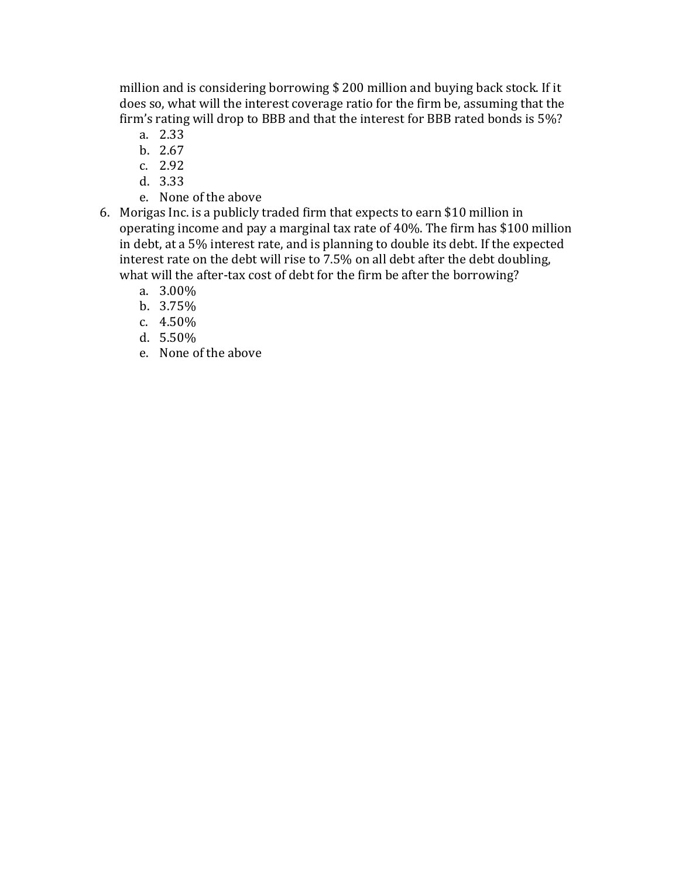million and is considering borrowing $ 200 million and buying back stock. If it does so, what will the interest coverage ratio for the firm be, assuming that the firm's rating will drop to BBB and that the interest for BBB rated bonds is 5%?

   a. 2.33
   b. 2.67
   c. 2.92
   d. 3.33
   e. None of the above

6. Morigas Inc. is a publicly traded firm that expects to earn $10 million in operating income and pay a marginal tax rate of 40%. The firm has $100 million in debt, at a 5% interest rate, and is planning to double its debt. If the expected interest rate on the debt will rise to 7.5% on all debt after the debt doubling, what will the after-tax cost of debt for the firm be after the borrowing?

   a. 3.00%
   b. 3.75%
   c. 4.50%
   d. 5.50%
   e. None of the above